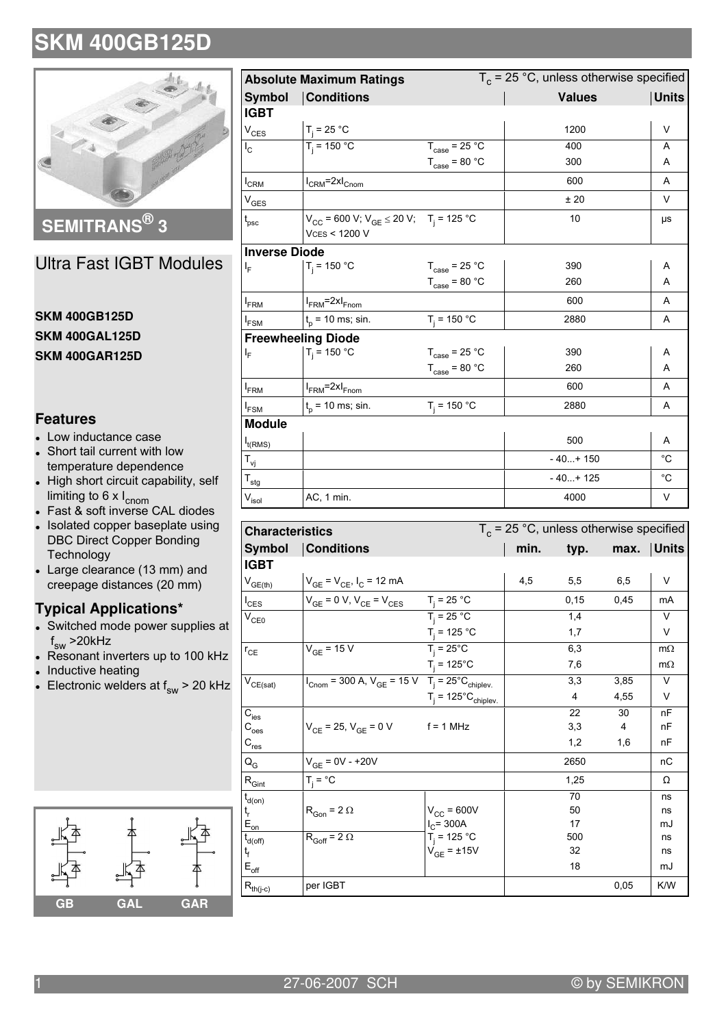# SKM 400GB125D

SEMITRANS® 3

## Ultra Fast IGBT Modules

**SKM 400GB125D**

**SKM 400GAL125D**

**SKM 400GAR125D**

### Features

- Low inductance case
- Short tail current with low temperature dependence
- High short circuit capability, self limiting to 6 x $I_{cnom}$
- Fast & soft inverse CAL diodes
- Isolated copper baseplate using DBC Direct Copper Bonding Technology
- Large clearance (13 mm) and creepage distances (20 mm)

### Typical Applications*

- Switched mode power supplies at $f_{sw}$ >20kHz
- Resonant inverters up to 100 kHz
- Inductive heating
- Electronic welders at $f_{sw}$ > 20 kHz

GB GAL GAR

| Absolute Maximum Ratings | | $T_c$ = 25 °C, unless otherwise specified | | |
|---|---|---|---|---|
| **Symbol** | **Conditions** | | **Values** | **Units** |
| **IGBT** | | | | |
| $V_{CES}$ | $T_j$ = 25 °C | | 1200 | V |
| $I_C$ | $T_j$ = 150 °C | $T_{case}$ = 25 °C | 400 | A |
| | | $T_{case}$ = 80 °C | 300 | A |
| $I_{CRM}$ | $I_{CRM}$=2x$I_{Cnom}$ | | 600 | A |
| $V_{GES}$ | | | ± 20 | V |
| $t_{psc}$ | $V_{CC}$ = 600 V; $V_{GE} \leq$ 20 V; VCES < 1200 V | $T_j$ = 125 °C | 10 | µs |
| **Inverse Diode** | | | | |
| $I_F$ | $T_j$ = 150 °C | $T_{case}$ = 25 °C | 390 | A |
| | | $T_{case}$ = 80 °C | 260 | A |
| $I_{FRM}$ | $I_{FRM}$=2x$I_{Fnom}$ | | 600 | A |
| $I_{FSM}$ | $t_p$ = 10 ms; sin. | $T_j$ = 150 °C | 2880 | A |
| **Freewheeling Diode** | | | | |
| $I_F$ | $T_j$ = 150 °C | $T_{case}$ = 25 °C | 390 | A |
| | | $T_{case}$ = 80 °C | 260 | A |
| $I_{FRM}$ | $I_{FRM}$=2x$I_{Fnom}$ | | 600 | A |
| $I_{FSM}$ | $t_p$ = 10 ms; sin. | $T_j$ = 150 °C | 2880 | A |
| **Module** | | | | |
| $I_{t(RMS)}$ | | | 500 | A |
| $T_{vj}$ | | | - 40...+ 150 | °C |
| $T_{stg}$ | | | - 40...+ 125 | °C |
| $V_{isol}$ | AC, 1 min. | | 4000 | V |

| Characteristics | | $T_c$ = 25 °C, unless otherwise specified | | | | |
|---|---|---|---|---|---|---|
| **Symbol** | **Conditions** | | **min.** | **typ.** | **max.** | **Units** |
| **IGBT** | | | | | | |
| $V_{GE(th)}$ | $V_{GE} = V_{CE}$, $I_C$ = 12 mA | | 4,5 | 5,5 | 6,5 | V |
| $I_{CES}$ | $V_{GE}$ = 0 V, $V_{CE} = V_{CES}$ | $T_j$ = 25 °C | | 0,15 | 0,45 | mA |
| $V_{CE0}$ | | $T_j$ = 25 °C | | 1,4 | | V |
| | | $T_j$ = 125 °C | | 1,7 | | V |
| $r_{CE}$ | $V_{GE}$ = 15 V | $T_j$ = 25°C | | 6,3 | | mΩ |
| | | $T_j$ = 125°C | | 7,6 | | mΩ |
| $V_{CE(sat)}$ | $I_{Cnom}$ = 300 A, $V_{GE}$ = 15 V | $T_j$ = 25°$C_{chiplev.}$ | | 3,3 | 3,85 | V |
| | | $T_j$ = 125°$C_{chiplev.}$ | | 4 | 4,55 | V |
| $C_{ies}$ | $V_{CE}$ = 25, $V_{GE}$ = 0 V | f = 1 MHz | | 22 | 30 | nF |
| $C_{oes}$ | | | | 3,3 | 4 | nF |
| $C_{res}$ | | | | 1,2 | 1,6 | nF |
| $Q_G$ | $V_{GE}$ = 0V - +20V | | | 2650 | | nC |
| $R_{Gint}$ | $T_j$ = °C | | | 1,25 | | Ω |
| $t_{d(on)}$ | $R_{Gon}$ = 2 Ω | $V_{CC}$ = 600V | | 70 | | ns |
| $t_r$ | | $I_C$= 300A | | 50 | | ns |
| $E_{on}$ | | $T_j$ = 125 °C | | 17 | | mJ |
| $t_{d(off)}$ | $R_{Goff}$ = 2 Ω | $V_{GE}$ = ±15V | | 500 | | ns |
| $t_f$ | | | | 32 | | ns |
| $E_{off}$ | | | | 18 | | mJ |
| $R_{th(j-c)}$ | per IGBT | | | | 0,05 | K/W |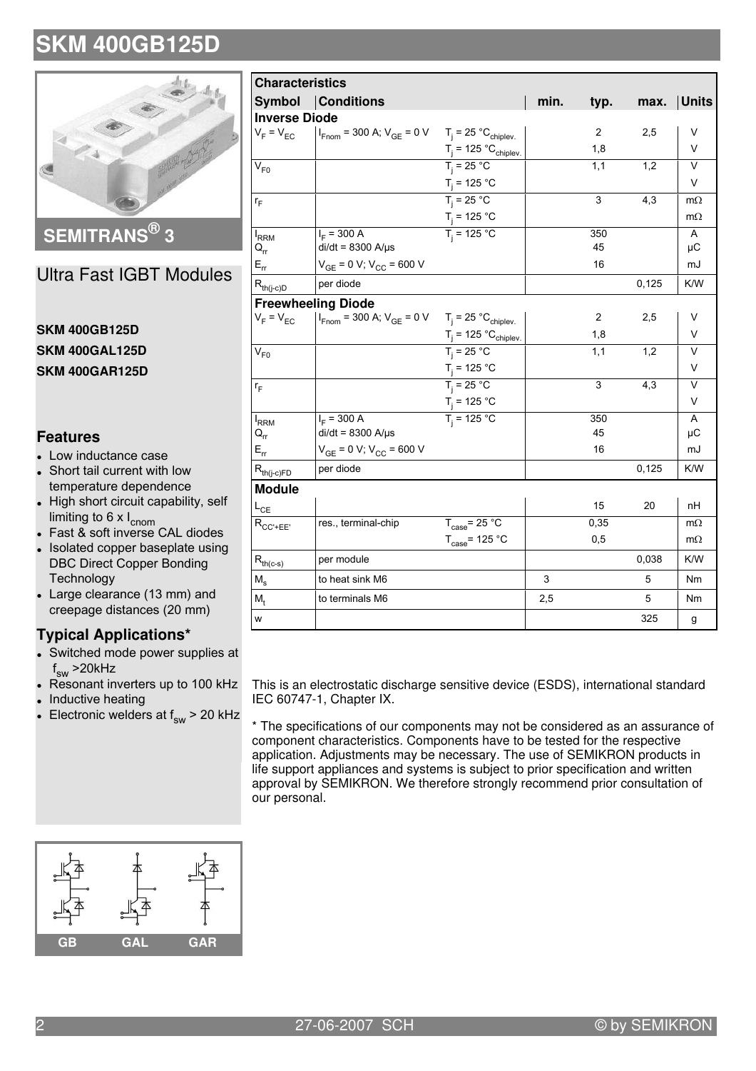# SKM 400GB125D

SEMITRANS® 3

## Ultra Fast IGBT Modules

**SKM 400GB125D**

**SKM 400GAL125D**

**SKM 400GAR125D**

### Features

- Low inductance case
- Short tail current with low temperature dependence
- High short circuit capability, self limiting to 6 x $I_{cnom}$
- Fast & soft inverse CAL diodes
- Isolated copper baseplate using DBC Direct Copper Bonding Technology
- Large clearance (13 mm) and creepage distances (20 mm)

### Typical Applications*

- Switched mode power supplies at $f_{sw}$ >20kHz
- Resonant inverters up to 100 kHz
- Inductive heating
- Electronic welders at $f_{sw}$ > 20 kHz

GB GAL GAR

| Characteristics | | | | | | |
|---|---|---|---|---|---|---|
| **Symbol** | **Conditions** | | **min.** | **typ.** | **max.** | **Units** |
| **Inverse Diode** | | | | | | |
| $V_F = V_{EC}$ | $I_{Fnom}$ = 300 A; $V_{GE}$ = 0 V | $T_j$ = 25 °$C_{chiplev.}$ | | 2 | 2,5 | V |
| | | $T_j$ = 125 °$C_{chiplev.}$ | | 1,8 | | V |
| $V_{F0}$ | | $T_j$ = 25 °C | | 1,1 | 1,2 | V |
| | | $T_j$ = 125 °C | | | | V |
| $r_F$ | | $T_j$ = 25 °C | | 3 | 4,3 | mΩ |
| | | $T_j$ = 125 °C | | | | mΩ |
| $I_{RRM}$ | $I_F$ = 300 A | $T_j$ = 125 °C | | 350 | | A |
| $Q_{rr}$ | di/dt = 8300 A/µs | | | 45 | | µC |
| $E_{rr}$ | $V_{GE}$ = 0 V; $V_{CC}$ = 600 V | | | 16 | | mJ |
| $R_{th(j-c)D}$ | per diode | | | | 0,125 | K/W |
| **Freewheeling Diode** | | | | | | |
| $V_F = V_{EC}$ | $I_{Fnom}$ = 300 A; $V_{GE}$ = 0 V | $T_j$ = 25 °$C_{chiplev.}$ | | 2 | 2,5 | V |
| | | $T_j$ = 125 °$C_{chiplev.}$ | | 1,8 | | V |
| $V_{F0}$ | | $T_j$ = 25 °C | | 1,1 | 1,2 | V |
| | | $T_j$ = 125 °C | | | | V |
| $r_F$ | | $T_j$ = 25 °C | | 3 | 4,3 | V |
| | | $T_j$ = 125 °C | | | | V |
| $I_{RRM}$ | $I_F$ = 300 A | $T_j$ = 125 °C | | 350 | | A |
| $Q_{rr}$ | di/dt = 8300 A/µs | | | 45 | | µC |
| $E_{rr}$ | $V_{GE}$ = 0 V; $V_{CC}$ = 600 V | | | 16 | | mJ |
| $R_{th(j-c)FD}$ | per diode | | | | 0,125 | K/W |
| **Module** | | | | | | |
| $L_{CE}$ | | | | 15 | 20 | nH |
| $R_{CC'+EE'}$ | res., terminal-chip | $T_{case}$ = 25 °C | | 0,35 | | mΩ |
| | | $T_{case}$ = 125 °C | | 0,5 | | mΩ |
| $R_{th(c-s)}$ | per module | | | | 0,038 | K/W |
| $M_s$ | to heat sink M6 | | 3 | | 5 | Nm |
| $M_t$ | to terminals M6 | | 2,5 | | 5 | Nm |
| w | | | | | 325 | g |

This is an electrostatic discharge sensitive device (ESDS), international standard IEC 60747-1, Chapter IX.

* The specifications of our components may not be considered as an assurance of component characteristics. Components have to be tested for the respective application. Adjustments may be necessary. The use of SEMIKRON products in life support appliances and systems is subject to prior specification and written approval by SEMIKRON. We therefore strongly recommend prior consultation of our personal.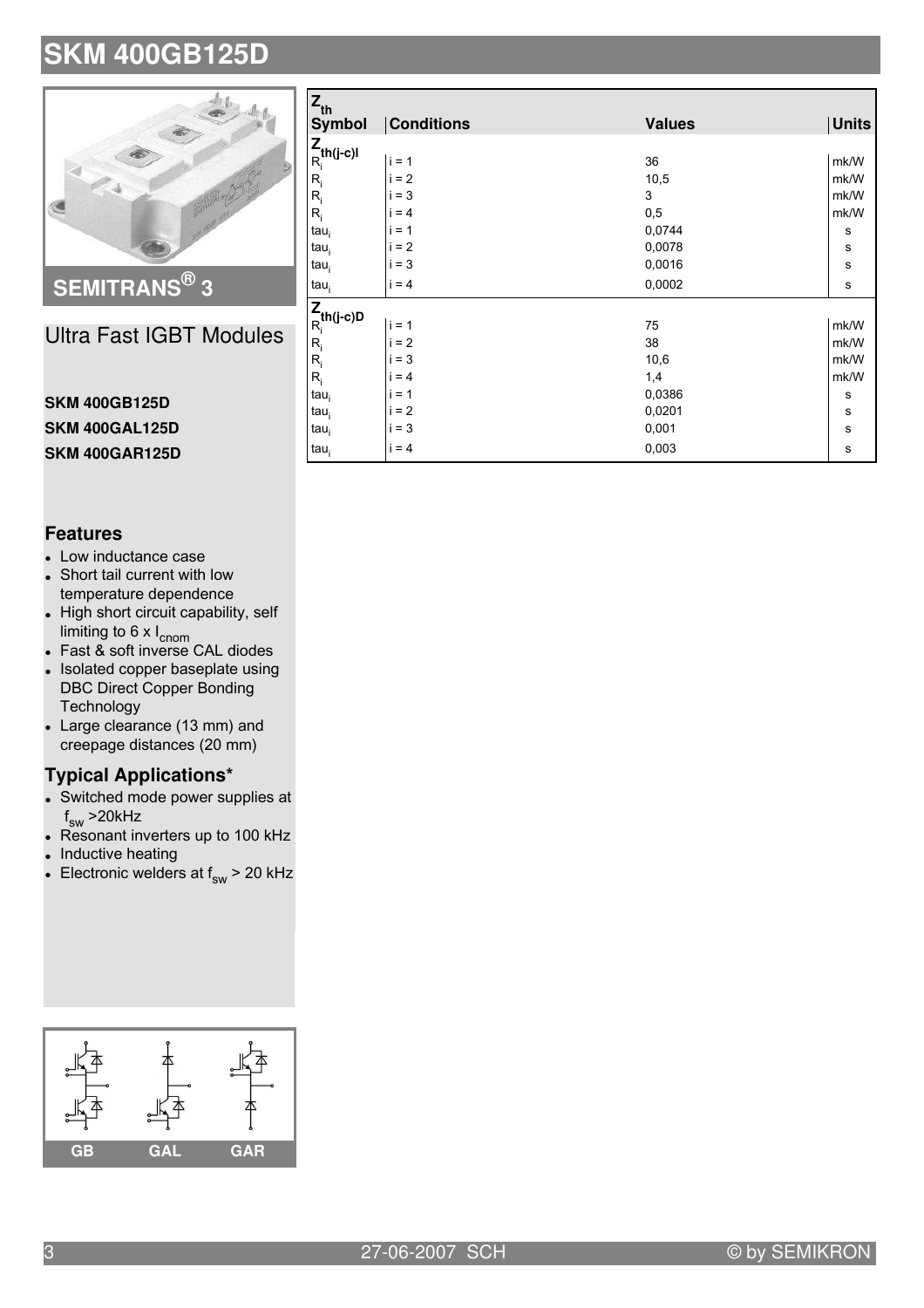# SKM 400GB125D

SEMITRANS® 3

## Ultra Fast IGBT Modules

**SKM 400GB125D**

**SKM 400GAL125D**

**SKM 400GAR125D**

### Features

- Low inductance case
- Short tail current with low temperature dependence
- High short circuit capability, self limiting to 6 x $I_{cnom}$
- Fast & soft inverse CAL diodes
- Isolated copper baseplate using DBC Direct Copper Bonding Technology
- Large clearance (13 mm) and creepage distances (20 mm)

### Typical Applications*

- Switched mode power supplies at $f_{sw}$ >20kHz
- Resonant inverters up to 100 kHz
- Inductive heating
- Electronic welders at $f_{sw}$ > 20 kHz

GB GAL GAR

| $Z_{th}$ Symbol | Conditions | Values | Units |
|---|---|---|---|
| $Z_{th(j-c)I}$ | | | |
| $R_i$ | i = 1 | 36 | mk/W |
| $R_i$ | i = 2 | 10,5 | mk/W |
| $R_i$ | i = 3 | 3 | mk/W |
| $R_i$ | i = 4 | 0,5 | mk/W |
| $tau_i$ | i = 1 | 0,0744 | s |
| $tau_i$ | i = 2 | 0,0078 | s |
| $tau_i$ | i = 3 | 0,0016 | s |
| $tau_i$ | i = 4 | 0,0002 | s |
| $Z_{th(j-c)D}$ | | | |
| $R_i$ | i = 1 | 75 | mk/W |
| $R_i$ | i = 2 | 38 | mk/W |
| $R_i$ | i = 3 | 10,6 | mk/W |
| $R_i$ | i = 4 | 1,4 | mk/W |
| $tau_i$ | i = 1 | 0,0386 | s |
| $tau_i$ | i = 2 | 0,0201 | s |
| $tau_i$ | i = 3 | 0,001 | s |
| $tau_i$ | i = 4 | 0,003 | s |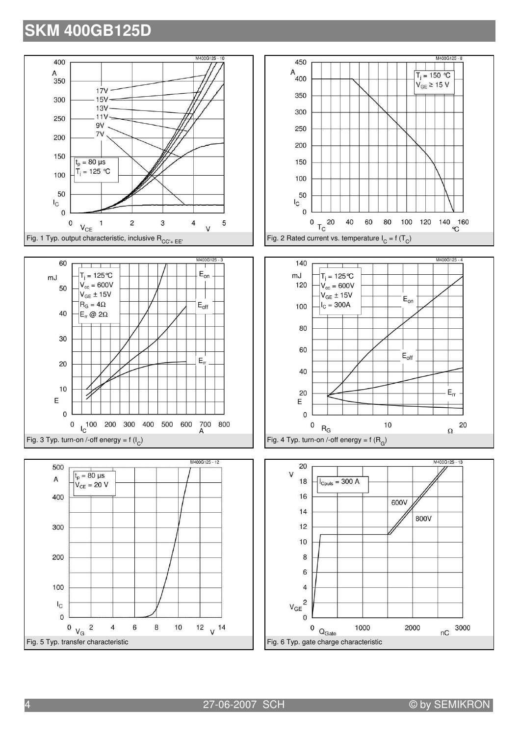# SKM 400GB125D

M400G125 - 10

400
A
350
300
250
200
150
100
50
$I_C$
0

0 $V_{CE}$ 1 2 3 4 V 5

17V
15V
13V
11V
9V
7V

$t_p$ = 80 µs
$T_j$ = 125 °C

Fig. 1 Typ. output characteristic, inclusive $R_{CC'+EE'}$

M400G125 - 8

450
A
400
350
300
250
200
150
100
50
$I_C$
0

0 $T_C$ 20 40 60 80 100 120 140 160 °C

$T_j$ = 150 °C
$V_{GE}$ ≥ 15 V

Fig. 2 Rated current vs. temperature $I_C = f(T_C)$

M400G125 - 3

60
mJ
50
40
30
20
10
E
0

0 $I_C$ 100 200 300 400 500 600 700 800 A

$T_j$ = 125°C
$V_{cc}$ = 600V
$V_{GE}$ ± 15V
$R_G$ = 4Ω
$E_{rr}$ @ 2Ω

$E_{on}$
$E_{off}$
$E_{rr}$

Fig. 3 Typ. turn-on /-off energy = f ($I_C$)

M400G125 - 4

140
mJ
120
100
80
60
40
20
E
0

0 $R_G$ 10 20 Ω

$T_j$ = 125°C
$V_{cc}$ = 600V
$V_{GE}$ ± 15V
$I_C$ = 300A

$E_{on}$
$E_{off}$
$E_{rr}$

Fig. 4 Typ. turn-on /-off energy = f ($R_G$)

M400G125 - 12

500
A
400
300
200
100
$I_C$
0

0 $V_G$ 2 4 6 8 10 12 V 14

$t_p$ = 80 µs
$V_{CE}$ = 20 V

Fig. 5 Typ. transfer characteristic

M400G125 - 13

20
V
18
16
14
12
10
8
6
4
$V_{GE}$ 2
0

0 $Q_{Gate}$ 1000 2000 nC 3000

$I_{Cpuls}$ = 300 A

600V
800V

Fig. 6 Typ. gate charge characteristic

27-06-2007 SCH
© by SEMIKRON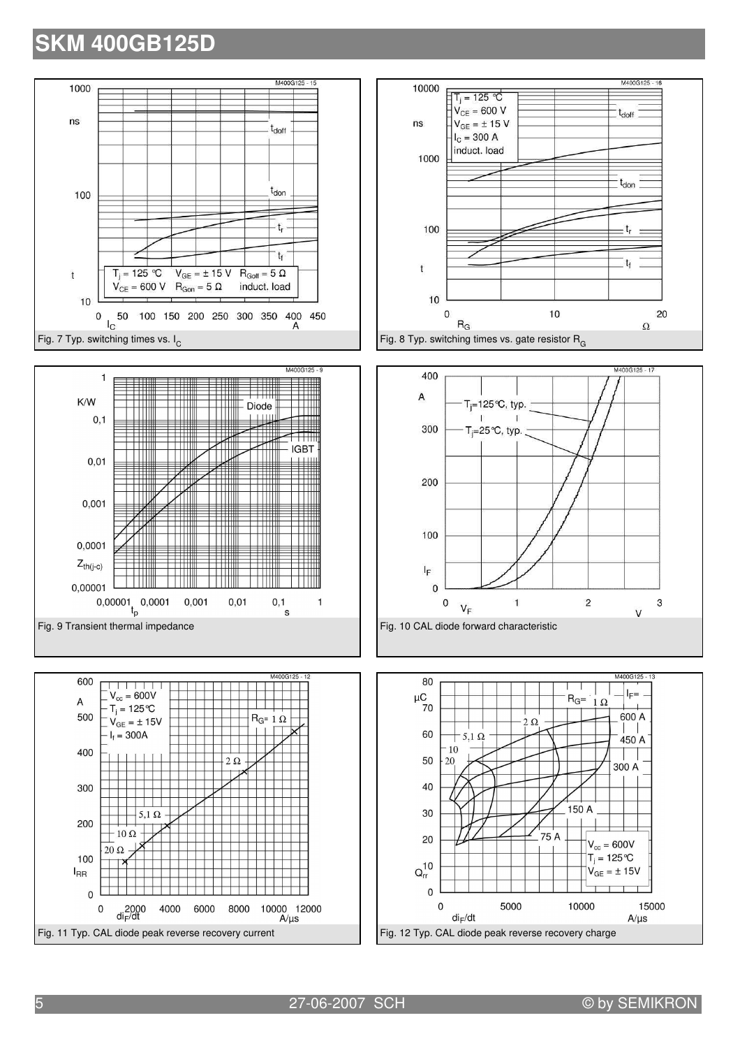# SKM 400GB125D

M400G125 - 15

1000

ns

$t_{doff}$

$t_{don}$

100

$t_r$

$t_f$

t

$T_j$ = 125 °C $V_{GE}$ = ± 15 V $R_{Goff}$ = 5 Ω

$V_{CE}$ = 600 V $R_{Gon}$ = 5 Ω induct. load

10

0 50 100 150 200 250 300 350 400 450

$I_C$ A

Fig. 7 Typ. switching times vs. $I_C$

M400G125 - 16

10000

ns

$T_j$ = 125 °C

$V_{CE}$ = 600 V

$V_{GE}$ = ± 15 V

$I_C$ = 300 A

induct. load

$t_{doff}$

1000

$t_{don}$

100

$t_r$

$t_f$

t

10

0 10 20

$R_G$ Ω

Fig. 8 Typ. switching times vs. gate resistor $R_G$

M400G125 - 9

1

K/W

0,1

Diode

IGBT

0,01

0,001

0,0001

$Z_{th(j-c)}$

0,00001

0,00001 0,0001 0,001 0,01 0,1 1

$t_p$ s

Fig. 9 Transient thermal impedance

M400G125 - 17

400

A

$T_j$=125°C, typ.

300

$T_j$=25°C, typ.

200

100

$I_F$

0

0 1 2 3

$V_F$ V

Fig. 10 CAL diode forward characteristic

M400G125 - 12

600

A

$V_{cc}$ = 600V

$T_j$ = 125°C

500

$V_{GE}$ = ± 15V

$I_f$ = 300A

$R_G$= 1 Ω

400

2 Ω

300

5,1 Ω

200

10 Ω

20 Ω

100

$I_{RR}$

0

0 2000 4000 6000 8000 10000 12000

$di_F/dt$ A/µs

Fig. 11 Typ. CAL diode peak reverse recovery current

M400G125 - 13

80

µC

70

$R_G$= 1 Ω

$I_F$=

600 A

2 Ω

60

5,1 Ω

450 A

10

50

20

300 A

40

30

150 A

20

75 A

$V_{cc}$ = 600V

$T_j$ = 125°C

$V_{GE}$ = ± 15V

10

$Q_{rr}$

0

0 5000 10000 15000

$di_F/dt$ A/µs

Fig. 12 Typ. CAL diode peak reverse recovery charge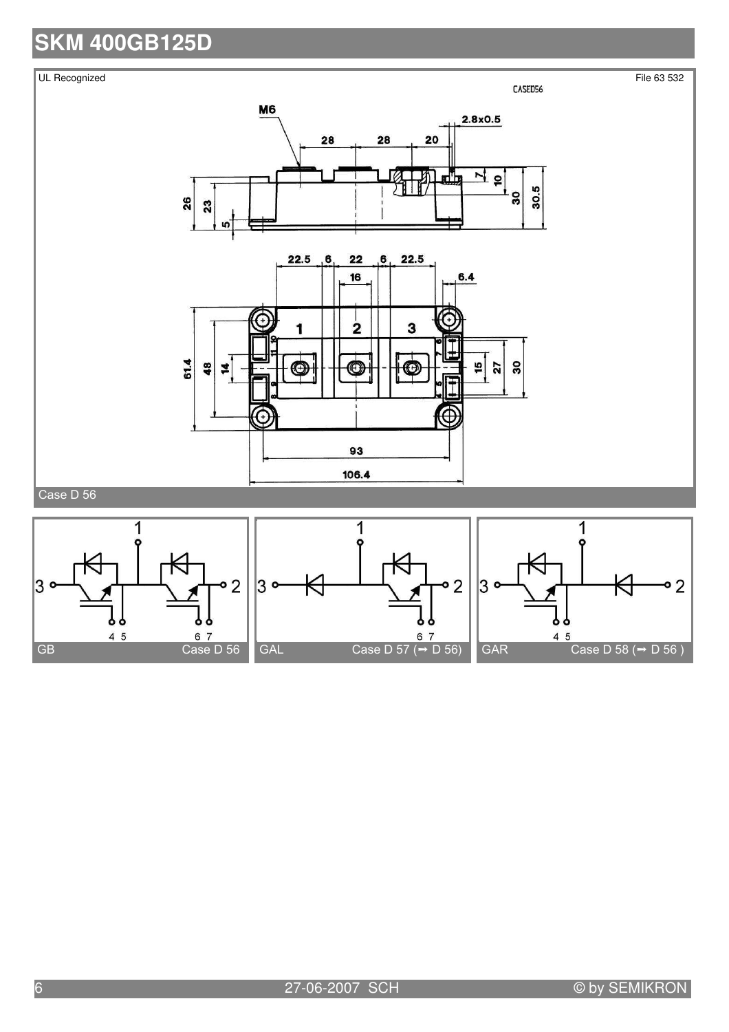# SKM 400GB125D

UL Recognized

File 63 532

CASED56

M6

2.8x0.5

28

28

20

7

10

30

30.5

26

23

5

22.5

6

22

6

22.5

16

6.4

1

2

3

61.4

48

14

15

27

30

93

106.4

Case D 56

1

3

2

4 5

6 7

GB

Case D 56

1

3

2

6 7

GAL

Case D 57 (→ D 56)

1

3

2

4 5

GAR

Case D 58 (→ D 56 )

27-06-2007 SCH

© by SEMIKRON